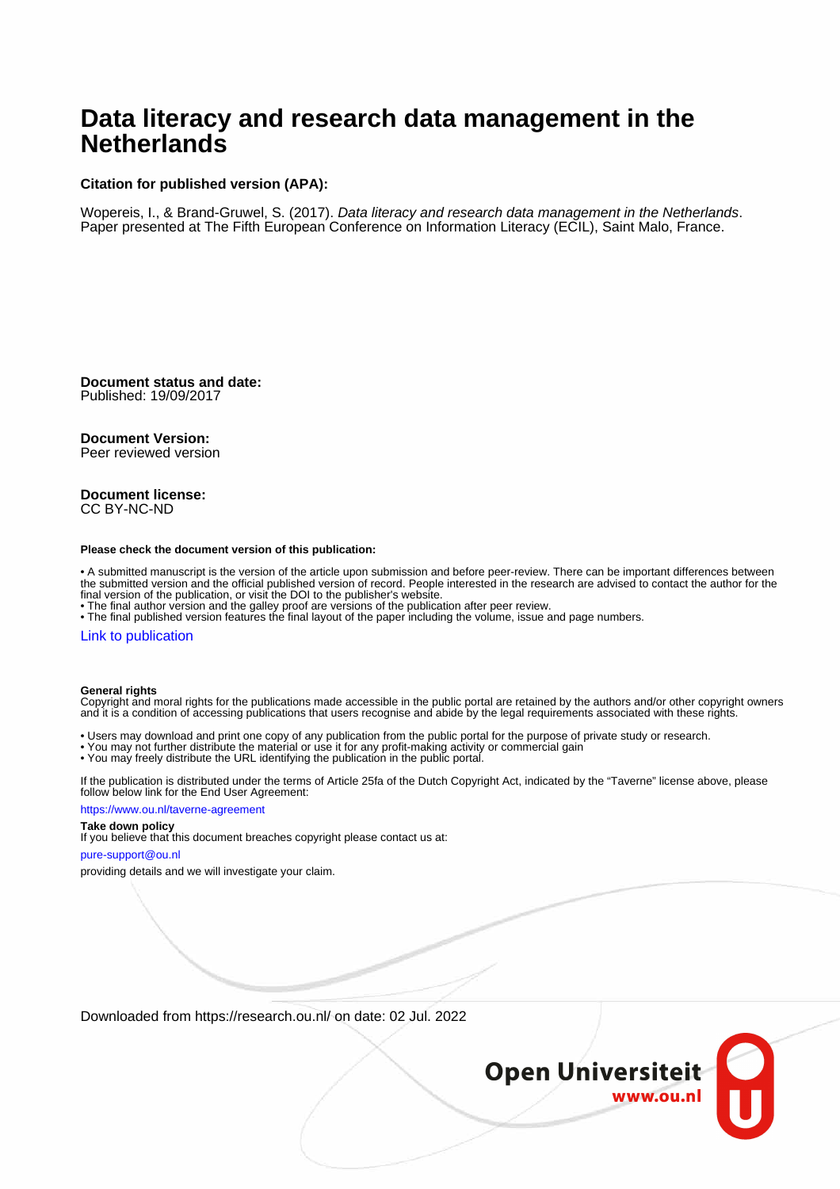# Data literacy and research data management in the Netherlands

**Citation for published version (APA):**

Wopereis, I., & Brand-Gruwel, S. (2017). *Data literacy and research data management in the Netherlands*. Paper presented at The Fifth European Conference on Information Literacy (ECIL), Saint Malo, France.

**Document status and date:**
Published: 19/09/2017

**Document Version:**
Peer reviewed version

**Document license:**
CC BY-NC-ND

**Please check the document version of this publication:**

- A submitted manuscript is the version of the article upon submission and before peer-review. There can be important differences between the submitted version and the official published version of record. People interested in the research are advised to contact the author for the final version of the publication, or visit the DOI to the publisher's website.
- The final author version and the galley proof are versions of the publication after peer review.
- The final published version features the final layout of the paper including the volume, issue and page numbers.

Link to publication

**General rights**
Copyright and moral rights for the publications made accessible in the public portal are retained by the authors and/or other copyright owners and it is a condition of accessing publications that users recognise and abide by the legal requirements associated with these rights.

- Users may download and print one copy of any publication from the public portal for the purpose of private study or research.
- You may not further distribute the material or use it for any profit-making activity or commercial gain
- You may freely distribute the URL identifying the publication in the public portal.

If the publication is distributed under the terms of Article 25fa of the Dutch Copyright Act, indicated by the "Taverne" license above, please follow below link for the End User Agreement:

https://www.ou.nl/taverne-agreement

**Take down policy**
If you believe that this document breaches copyright please contact us at:

pure-support@ou.nl

providing details and we will investigate your claim.

Downloaded from https://research.ou.nl/ on date: 02 Jul. 2022

Open Universiteit
www.ou.nl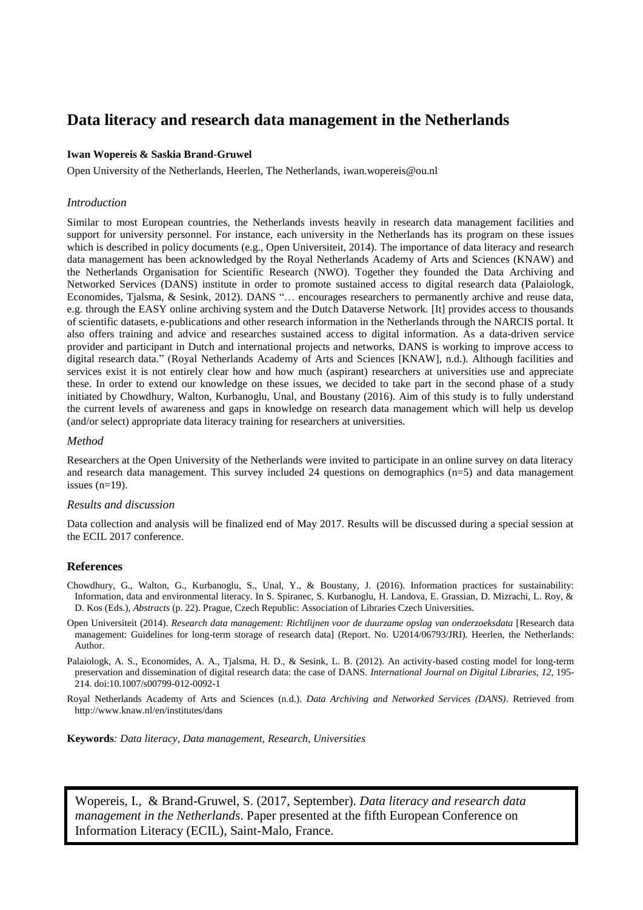# Data literacy and research data management in the Netherlands

**Iwan Wopereis & Saskia Brand-Gruwel**

Open University of the Netherlands, Heerlen, The Netherlands, iwan.wopereis@ou.nl

### *Introduction*

Similar to most European countries, the Netherlands invests heavily in research data management facilities and support for university personnel. For instance, each university in the Netherlands has its program on these issues which is described in policy documents (e.g., Open Universiteit, 2014). The importance of data literacy and research data management has been acknowledged by the Royal Netherlands Academy of Arts and Sciences (KNAW) and the Netherlands Organisation for Scientific Research (NWO). Together they founded the Data Archiving and Networked Services (DANS) institute in order to promote sustained access to digital research data (Palaiologk, Economides, Tjalsma, & Sesink, 2012). DANS "… encourages researchers to permanently archive and reuse data, e.g. through the EASY online archiving system and the Dutch Dataverse Network. [It] provides access to thousands of scientific datasets, e-publications and other research information in the Netherlands through the NARCIS portal. It also offers training and advice and researches sustained access to digital information. As a data-driven service provider and participant in Dutch and international projects and networks, DANS is working to improve access to digital research data." (Royal Netherlands Academy of Arts and Sciences [KNAW], n.d.). Although facilities and services exist it is not entirely clear how and how much (aspirant) researchers at universities use and appreciate these. In order to extend our knowledge on these issues, we decided to take part in the second phase of a study initiated by Chowdhury, Walton, Kurbanoglu, Unal, and Boustany (2016). Aim of this study is to fully understand the current levels of awareness and gaps in knowledge on research data management which will help us develop (and/or select) appropriate data literacy training for researchers at universities.

### *Method*

Researchers at the Open University of the Netherlands were invited to participate in an online survey on data literacy and research data management. This survey included 24 questions on demographics (n=5) and data management issues (n=19).

### *Results and discussion*

Data collection and analysis will be finalized end of May 2017. Results will be discussed during a special session at the ECIL 2017 conference.

## References

Chowdhury, G., Walton, G., Kurbanoglu, S., Unal, Y., & Boustany, J. (2016). Information practices for sustainability: Information, data and environmental literacy. In S. Spiranec, S. Kurbanoglu, H. Landova, E. Grassian, D. Mizrachi, L. Roy, & D. Kos (Eds.), *Abstracts* (p. 22). Prague, Czech Republic: Association of Libraries Czech Universities.

Open Universiteit (2014). *Research data management: Richtlijnen voor de duurzame opslag van onderzoeksdata* [Research data management: Guidelines for long-term storage of research data] (Report. No. U2014/06793/JRI). Heerlen, the Netherlands: Author.

Palaiologk, A. S., Economides, A. A., Tjalsma, H. D., & Sesink, L. B. (2012). An activity-based costing model for long-term preservation and dissemination of digital research data: the case of DANS. *International Journal on Digital Libraries*, *12*, 195-214. doi:10.1007/s00799-012-0092-1

Royal Netherlands Academy of Arts and Sciences (n.d.). *Data Archiving and Networked Services (DANS)*. Retrieved from http://www.knaw.nl/en/institutes/dans

**Keywords***: Data literacy, Data management, Research, Universities*

Wopereis, I., & Brand-Gruwel, S. (2017, September). *Data literacy and research data management in the Netherlands*. Paper presented at the fifth European Conference on Information Literacy (ECIL), Saint-Malo, France.